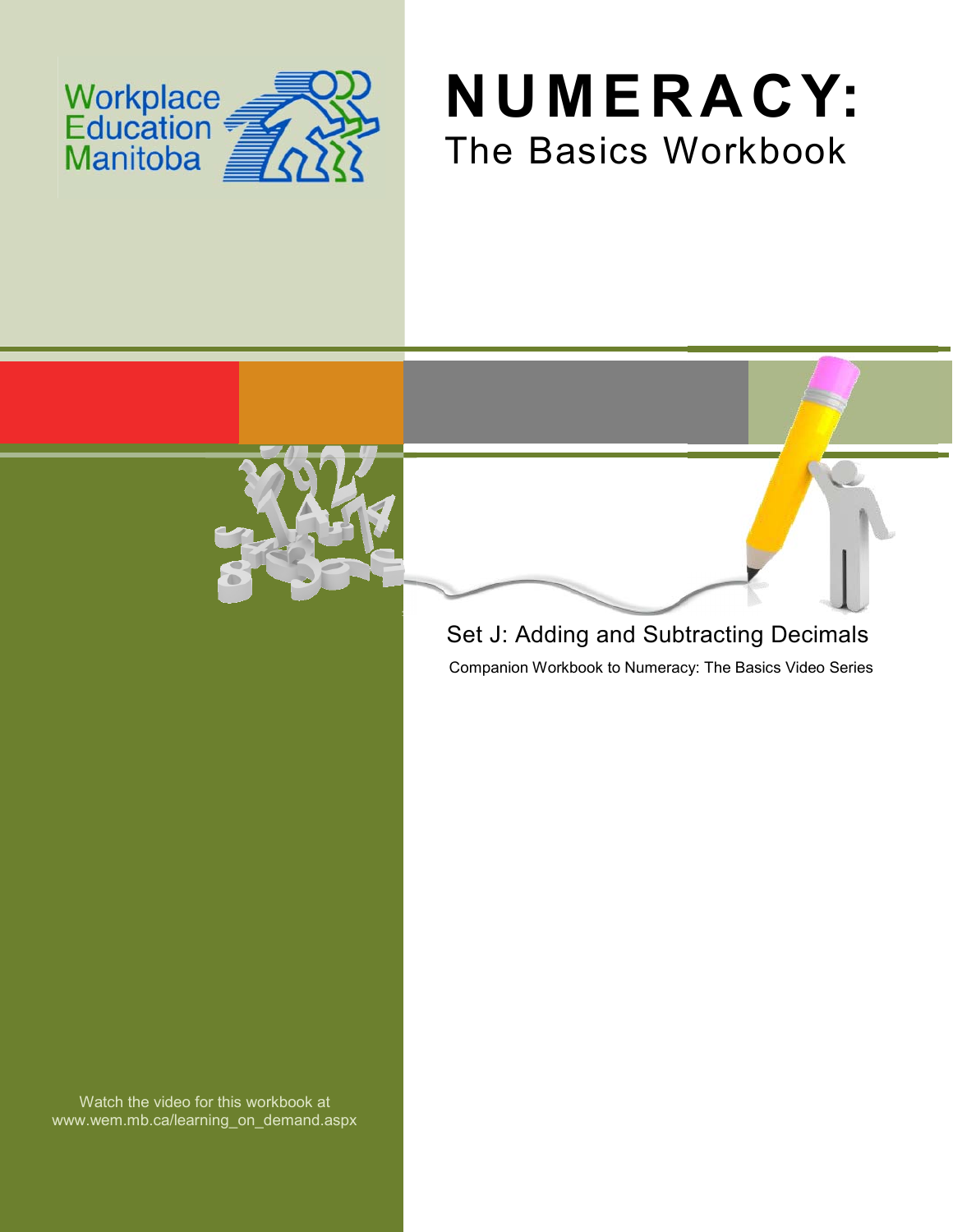Workplace Education Manitoba

# NUMERACY:
## The Basics Workbook

Set J: Adding and Subtracting Decimals

Companion Workbook to Numeracy: The Basics Video Series

Watch the video for this workbook at www.wem.mb.ca/learning_on_demand.aspx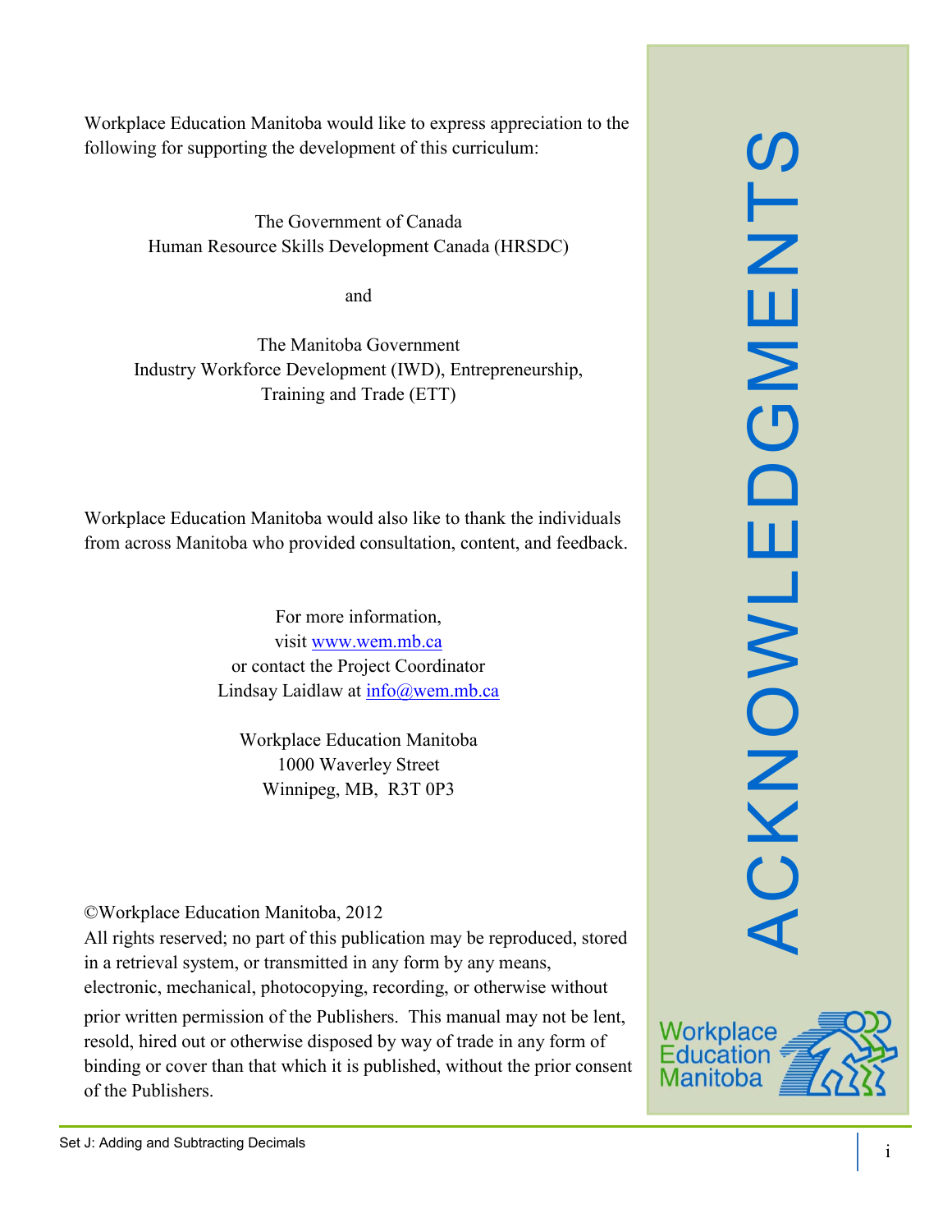# ACKNOWLEDGMENTS

Workplace Education Manitoba would like to express appreciation to the following for supporting the development of this curriculum:

The Government of Canada
Human Resource Skills Development Canada (HRSDC)

and

The Manitoba Government
Industry Workforce Development (IWD), Entrepreneurship, Training and Trade (ETT)

Workplace Education Manitoba would also like to thank the individuals from across Manitoba who provided consultation, content, and feedback.

For more information,
visit www.wem.mb.ca
or contact the Project Coordinator
Lindsay Laidlaw at info@wem.mb.ca

Workplace Education Manitoba
1000 Waverley Street
Winnipeg, MB, R3T 0P3

©Workplace Education Manitoba, 2012
All rights reserved; no part of this publication may be reproduced, stored in a retrieval system, or transmitted in any form by any means, electronic, mechanical, photocopying, recording, or otherwise without prior written permission of the Publishers. This manual may not be lent, resold, hired out or otherwise disposed by way of trade in any form of binding or cover than that which it is published, without the prior consent of the Publishers.

Workplace Education Manitoba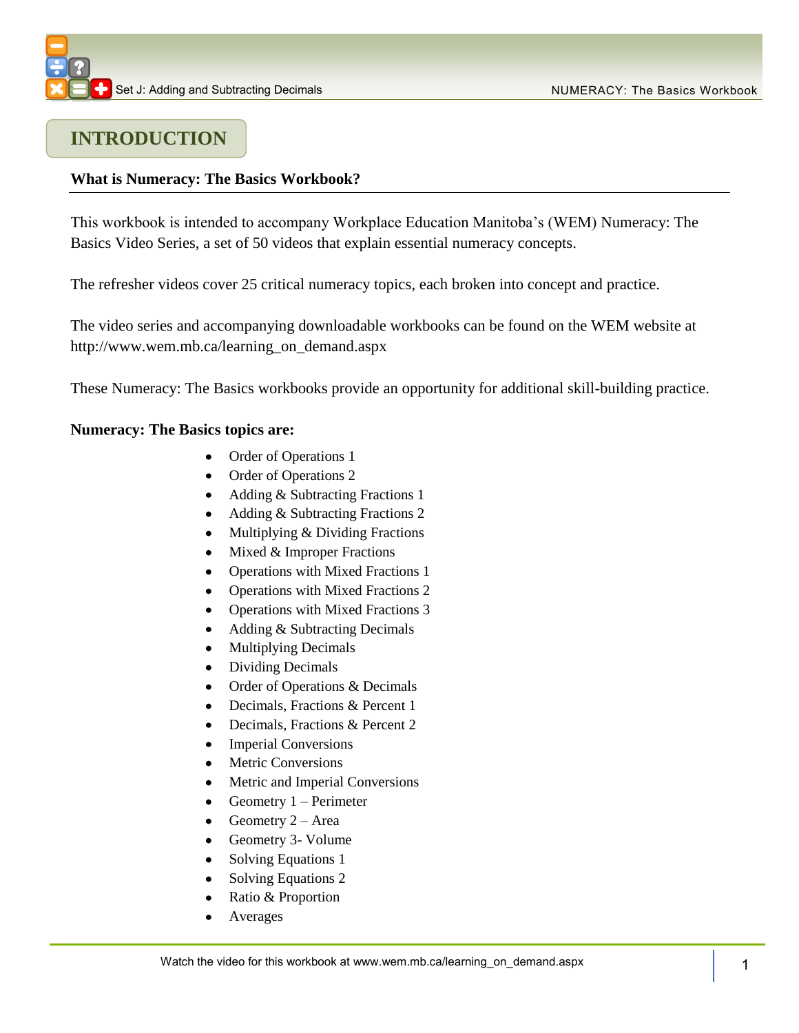# INTRODUCTION

**What is Numeracy: The Basics Workbook?**

This workbook is intended to accompany Workplace Education Manitoba's (WEM) Numeracy: The Basics Video Series, a set of 50 videos that explain essential numeracy concepts.

The refresher videos cover 25 critical numeracy topics, each broken into concept and practice.

The video series and accompanying downloadable workbooks can be found on the WEM website at http://www.wem.mb.ca/learning_on_demand.aspx

These Numeracy: The Basics workbooks provide an opportunity for additional skill-building practice.

**Numeracy: The Basics topics are:**

- Order of Operations 1
- Order of Operations 2
- Adding & Subtracting Fractions 1
- Adding & Subtracting Fractions 2
- Multiplying & Dividing Fractions
- Mixed & Improper Fractions
- Operations with Mixed Fractions 1
- Operations with Mixed Fractions 2
- Operations with Mixed Fractions 3
- Adding & Subtracting Decimals
- Multiplying Decimals
- Dividing Decimals
- Order of Operations & Decimals
- Decimals, Fractions & Percent 1
- Decimals, Fractions & Percent 2
- Imperial Conversions
- Metric Conversions
- Metric and Imperial Conversions
- Geometry 1 – Perimeter
- Geometry 2 – Area
- Geometry 3- Volume
- Solving Equations 1
- Solving Equations 2
- Ratio & Proportion
- Averages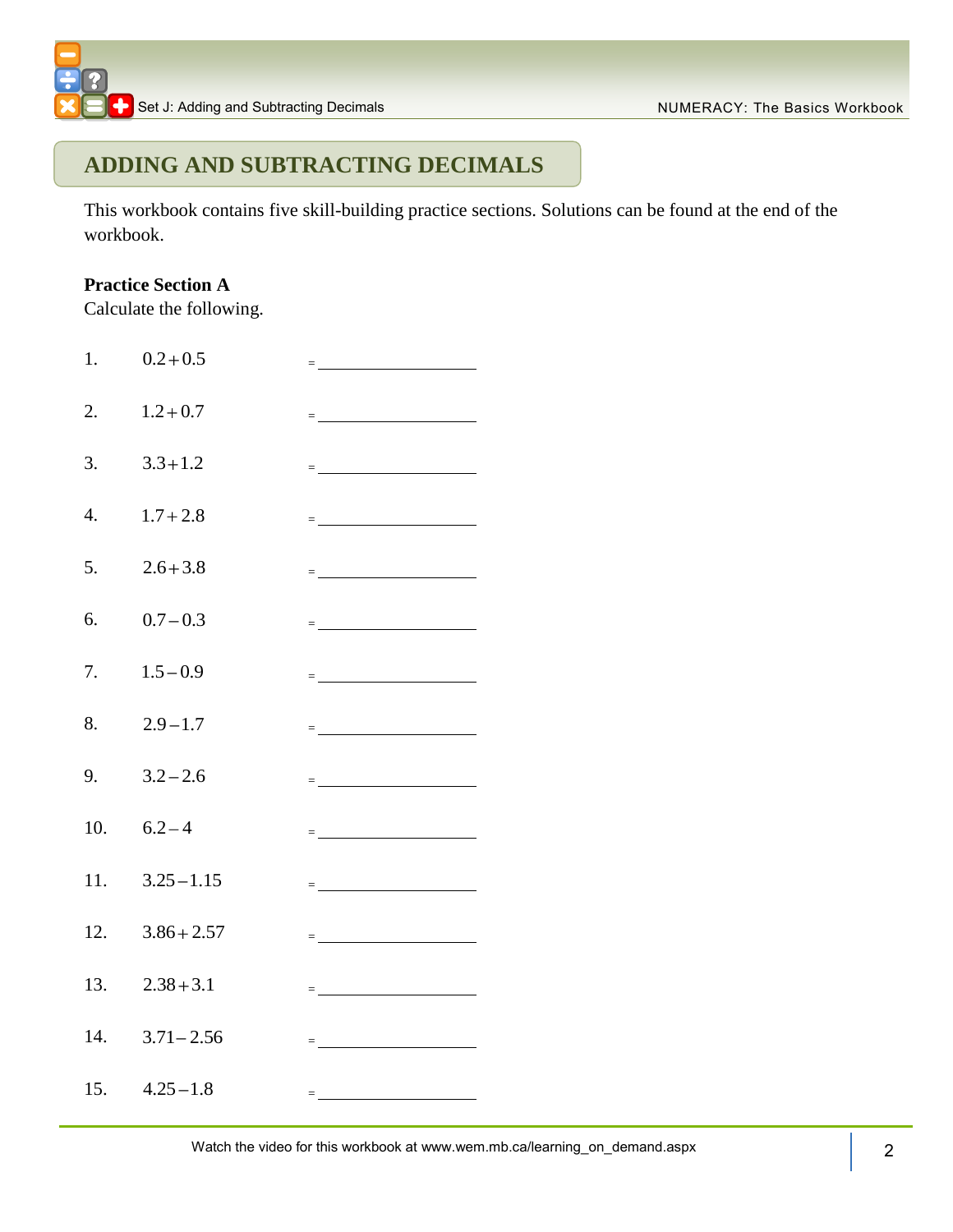# ADDING AND SUBTRACTING DECIMALS

This workbook contains five skill-building practice sections. Solutions can be found at the end of the workbook.

**Practice Section A**
Calculate the following.

1. $0.2 + 0.5$ = ____________

2. $1.2 + 0.7$ = ____________

3. $3.3 + 1.2$ = ____________

4. $1.7 + 2.8$ = ____________

5. $2.6 + 3.8$ = ____________

6. $0.7 - 0.3$ = ____________

7. $1.5 - 0.9$ = ____________

8. $2.9 - 1.7$ = ____________

9. $3.2 - 2.6$ = ____________

10. $6.2 - 4$ = ____________

11. $3.25 - 1.15$ = ____________

12. $3.86 + 2.57$ = ____________

13. $2.38 + 3.1$ = ____________

14. $3.71 - 2.56$ = ____________

15. $4.25 - 1.8$ = ____________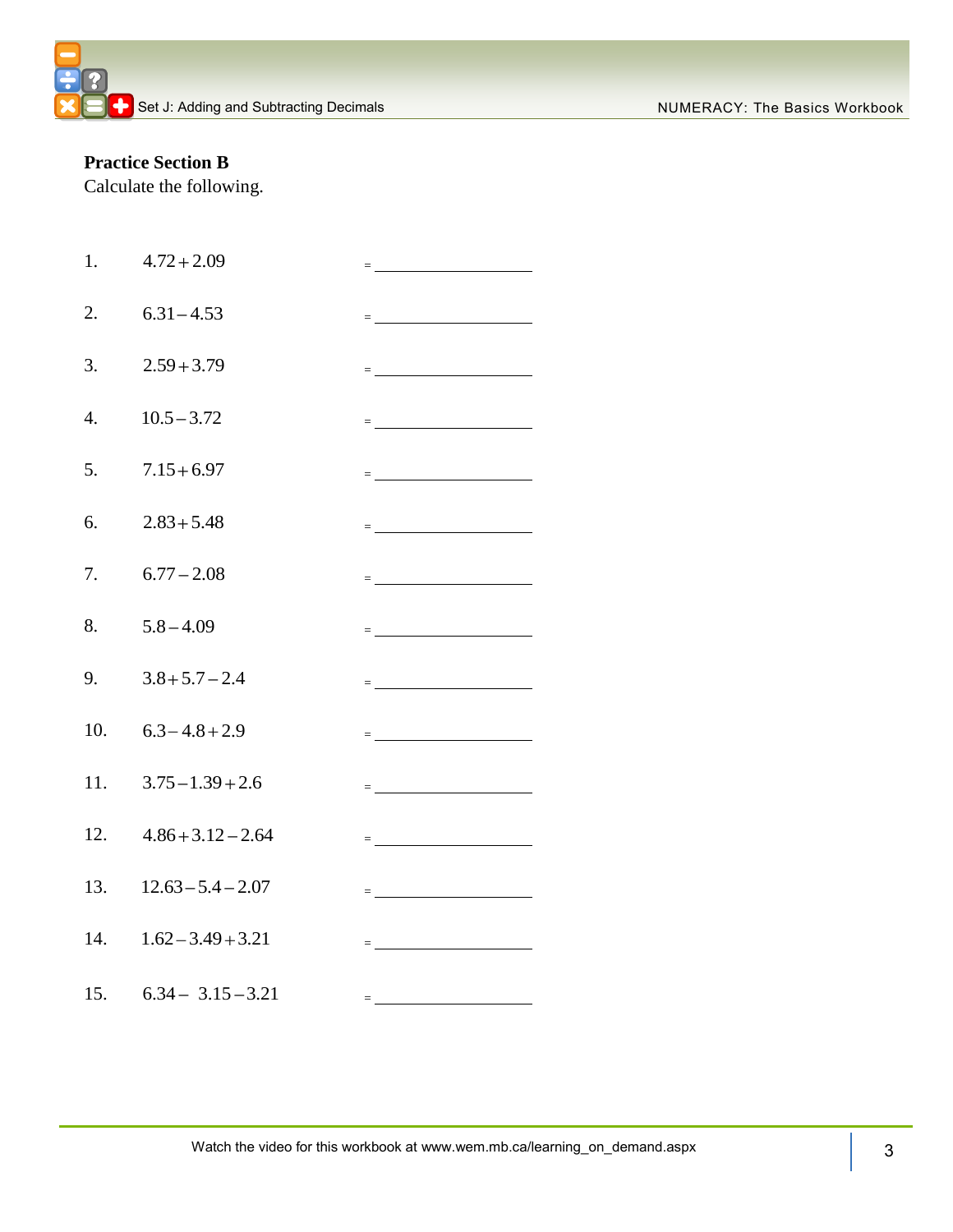**Practice Section B**

Calculate the following.

1. $4.72 + 2.09$ = ______________
2. $6.31 - 4.53$ = ______________
3. $2.59 + 3.79$ = ______________
4. $10.5 - 3.72$ = ______________
5. $7.15 + 6.97$ = ______________
6. $2.83 + 5.48$ = ______________
7. $6.77 - 2.08$ = ______________
8. $5.8 - 4.09$ = ______________
9. $3.8 + 5.7 - 2.4$ = ______________
10. $6.3 - 4.8 + 2.9$ = ______________
11. $3.75 - 1.39 + 2.6$ = ______________
12. $4.86 + 3.12 - 2.64$ = ______________
13. $12.63 - 5.4 - 2.07$ = ______________
14. $1.62 - 3.49 + 3.21$ = ______________
15. $6.34 - 3.15 - 3.21$ = ______________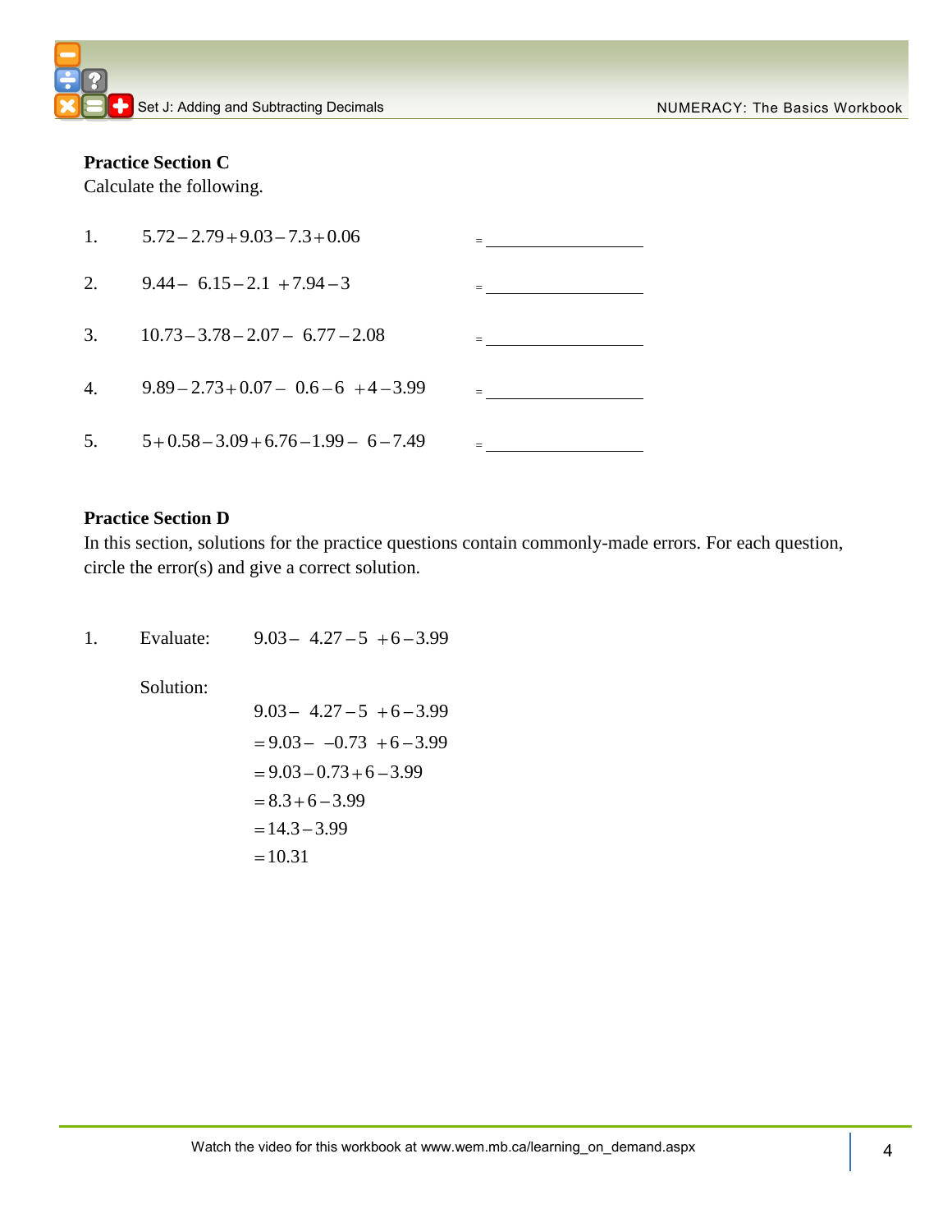**Practice Section C**

Calculate the following.

1. $5.72 - 2.79 + 9.03 - 7.3 + 0.06$ = ______________

2. $9.44 - \ 6.15 - 2.1 \ + 7.94 - 3$ = ______________

3. $10.73 - 3.78 - 2.07 - \ 6.77 - 2.08$ = ______________

4. $9.89 - 2.73 + 0.07 - \ 0.6 - 6 \ + 4 - 3.99$ = ______________

5. $5 + 0.58 - 3.09 + 6.76 - 1.99 - \ 6 - 7.49$ = ______________

**Practice Section D**

In this section, solutions for the practice questions contain commonly-made errors. For each question, circle the error(s) and give a correct solution.

1. Evaluate: $9.03 - \ 4.27 - 5 \ + 6 - 3.99$

Solution:

$$
\begin{aligned}
&9.03 - \ 4.27 - 5 \ + 6 - 3.99 \\
&= 9.03 - \ -0.73 \ + 6 - 3.99 \\
&= 9.03 - 0.73 + 6 - 3.99 \\
&= 8.3 + 6 - 3.99 \\
&= 14.3 - 3.99 \\
&= 10.31
\end{aligned}
$$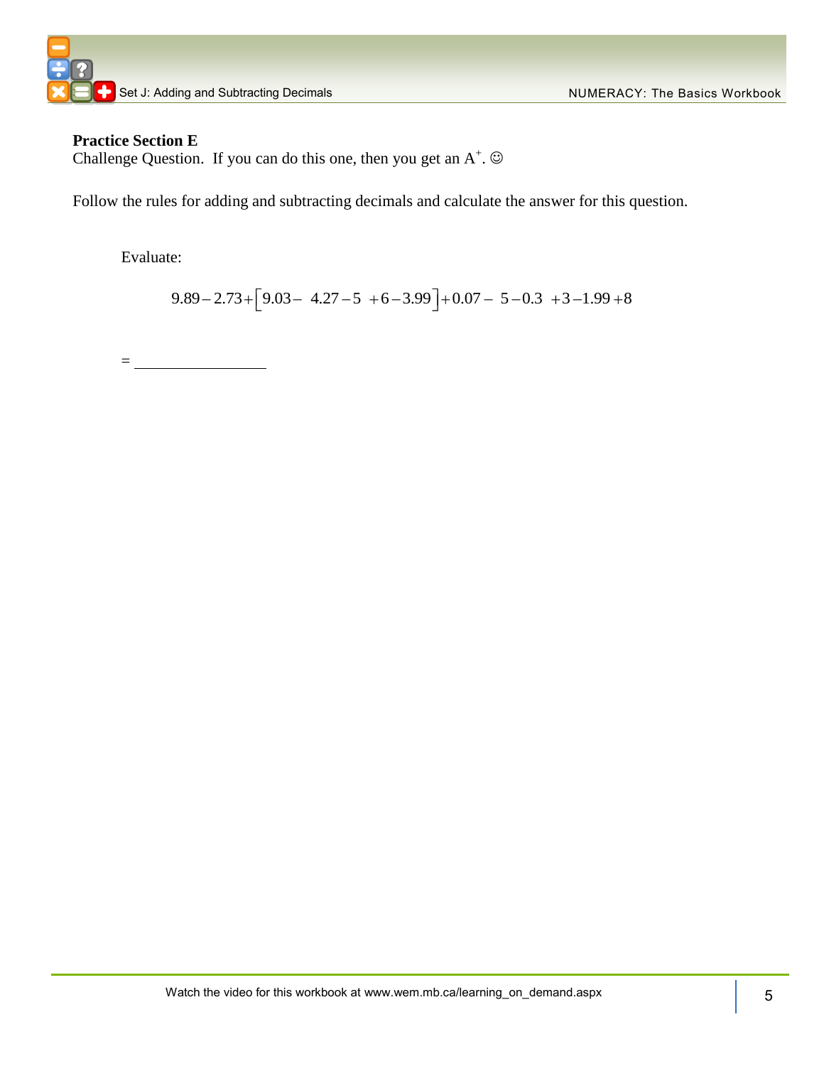**Practice Section E**

Challenge Question. If you can do this one, then you get an A$^+$. ☺

Follow the rules for adding and subtracting decimals and calculate the answer for this question.

Evaluate:

$$9.89 - 2.73 + \left[9.03 - \;\; 4.27 - 5 \;\; + 6 - 3.99\right] + 0.07 - \;\; 5 - 0.3 \;\; + 3 - 1.99 + 8$$

= ________________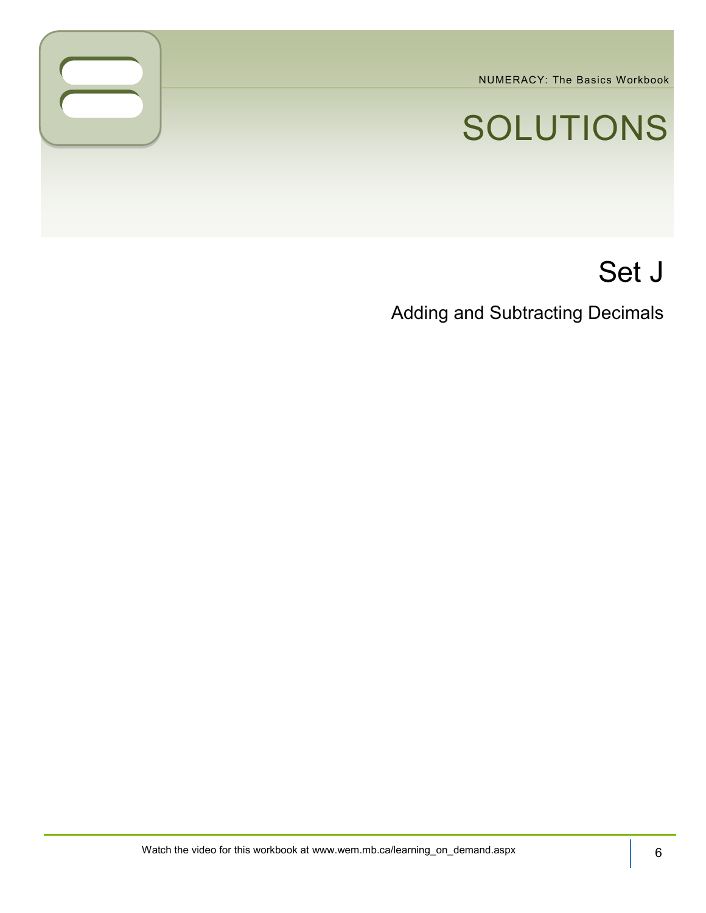# SOLUTIONS

## Set J

### Adding and Subtracting Decimals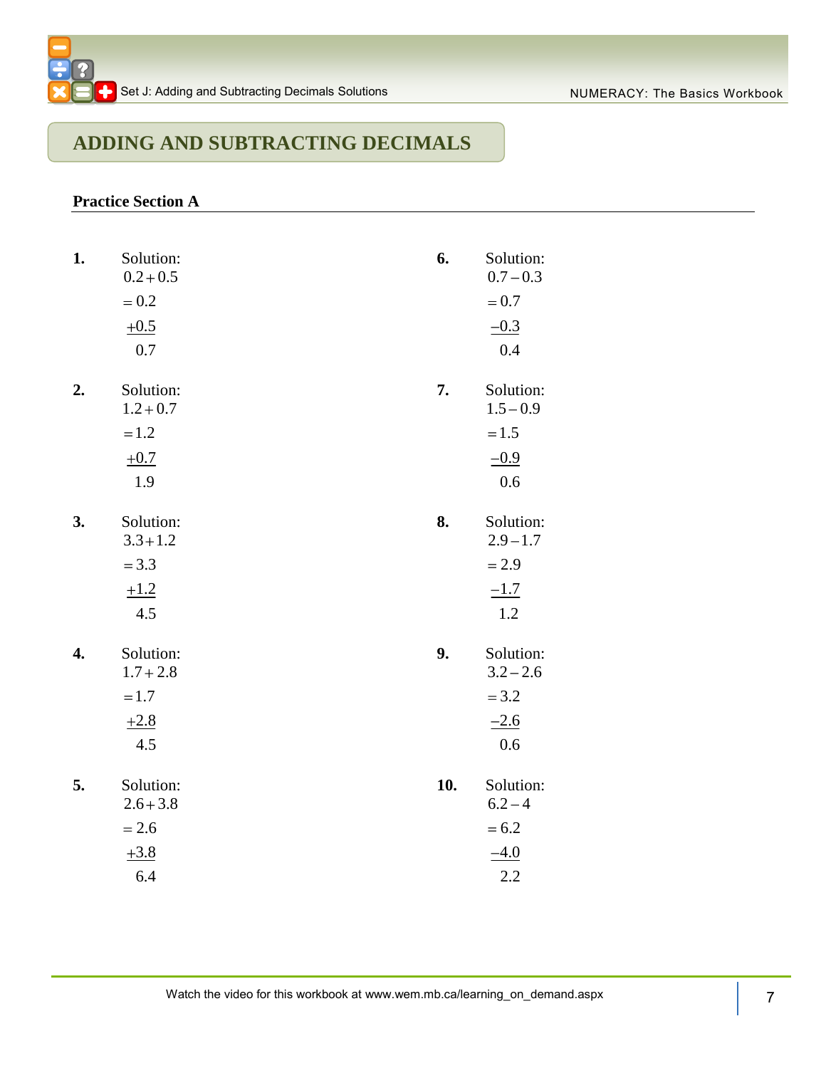## ADDING AND SUBTRACTING DECIMALS

**Practice Section A**

**1.** Solution:

$$\begin{array}{r} 0.2+0.5 \\ =0.2 \\ \underline{+0.5} \\ 0.7 \end{array}$$

**2.** Solution:

$$\begin{array}{r} 1.2+0.7 \\ =1.2 \\ \underline{+0.7} \\ 1.9 \end{array}$$

**3.** Solution:

$$\begin{array}{r} 3.3+1.2 \\ =3.3 \\ \underline{+1.2} \\ 4.5 \end{array}$$

**4.** Solution:

$$\begin{array}{r} 1.7+2.8 \\ =1.7 \\ \underline{+2.8} \\ 4.5 \end{array}$$

**5.** Solution:

$$\begin{array}{r} 2.6+3.8 \\ =2.6 \\ \underline{+3.8} \\ 6.4 \end{array}$$

**6.** Solution:

$$\begin{array}{r} 0.7-0.3 \\ =0.7 \\ \underline{-0.3} \\ 0.4 \end{array}$$

**7.** Solution:

$$\begin{array}{r} 1.5-0.9 \\ =1.5 \\ \underline{-0.9} \\ 0.6 \end{array}$$

**8.** Solution:

$$\begin{array}{r} 2.9-1.7 \\ =2.9 \\ \underline{-1.7} \\ 1.2 \end{array}$$

**9.** Solution:

$$\begin{array}{r} 3.2-2.6 \\ =3.2 \\ \underline{-2.6} \\ 0.6 \end{array}$$

**10.** Solution:

$$\begin{array}{r} 6.2-4 \\ =6.2 \\ \underline{-4.0} \\ 2.2 \end{array}$$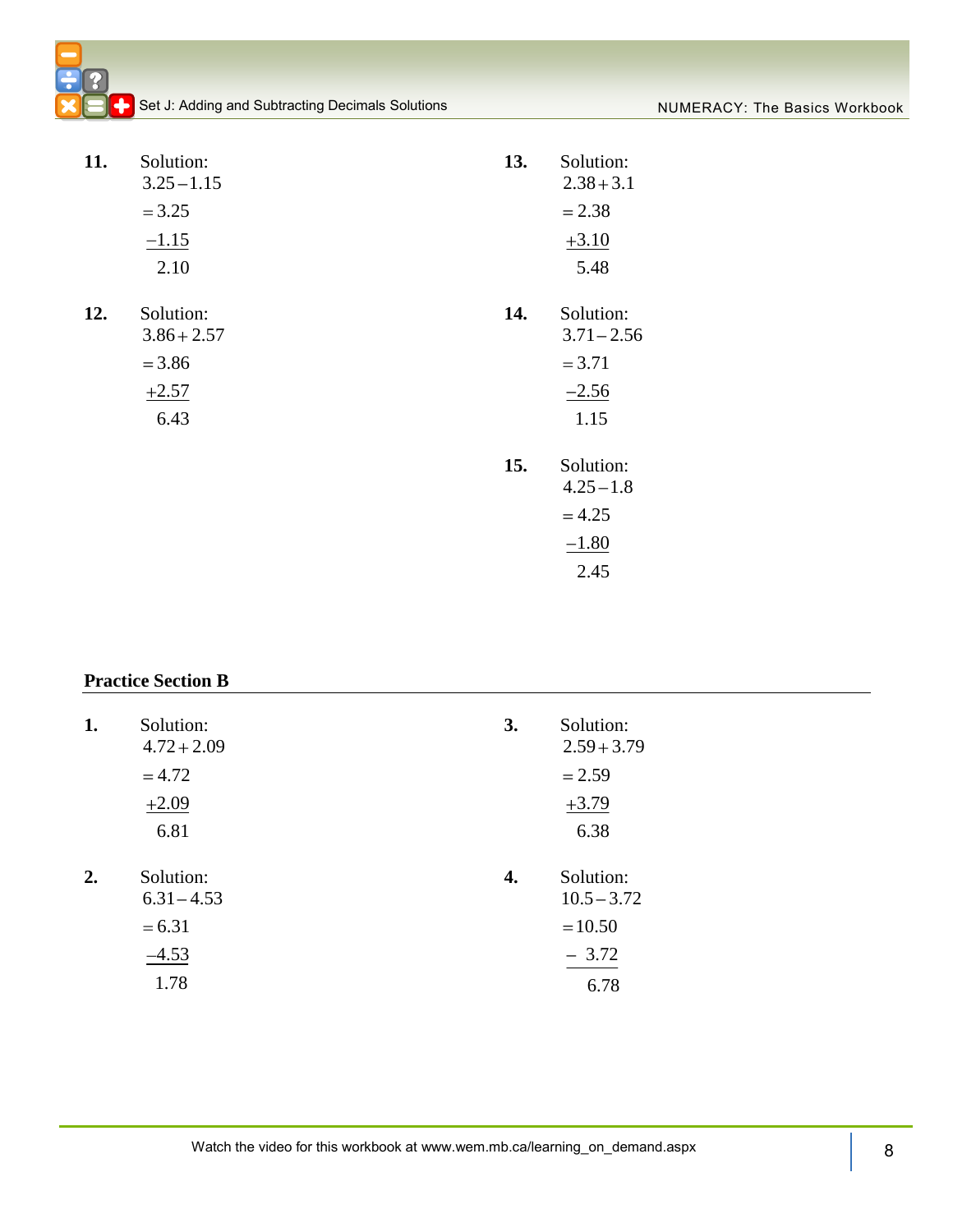**11.** Solution:

$$3.25 - 1.15$$
$$\begin{array}{r} = 3.25 \\ \underline{-1.15} \\ 2.10 \end{array}$$

**12.** Solution:

$$3.86 + 2.57$$
$$\begin{array}{r} = 3.86 \\ \underline{+2.57} \\ 6.43 \end{array}$$

**13.** Solution:

$$2.38 + 3.1$$
$$\begin{array}{r} = 2.38 \\ \underline{+3.10} \\ 5.48 \end{array}$$

**14.** Solution:

$$3.71 - 2.56$$
$$\begin{array}{r} = 3.71 \\ \underline{-2.56} \\ 1.15 \end{array}$$

**15.** Solution:

$$4.25 - 1.8$$
$$\begin{array}{r} = 4.25 \\ \underline{-1.80} \\ 2.45 \end{array}$$

## Practice Section B

**1.** Solution:

$$4.72 + 2.09$$
$$\begin{array}{r} = 4.72 \\ \underline{+2.09} \\ 6.81 \end{array}$$

**2.** Solution:

$$6.31 - 4.53$$
$$\begin{array}{r} = 6.31 \\ \underline{-4.53} \\ 1.78 \end{array}$$

**3.** Solution:

$$2.59 + 3.79$$
$$\begin{array}{r} = 2.59 \\ \underline{+3.79} \\ 6.38 \end{array}$$

**4.** Solution:

$$10.5 - 3.72$$
$$\begin{array}{r} = 10.50 \\ \underline{-\ \ 3.72} \\ 6.78 \end{array}$$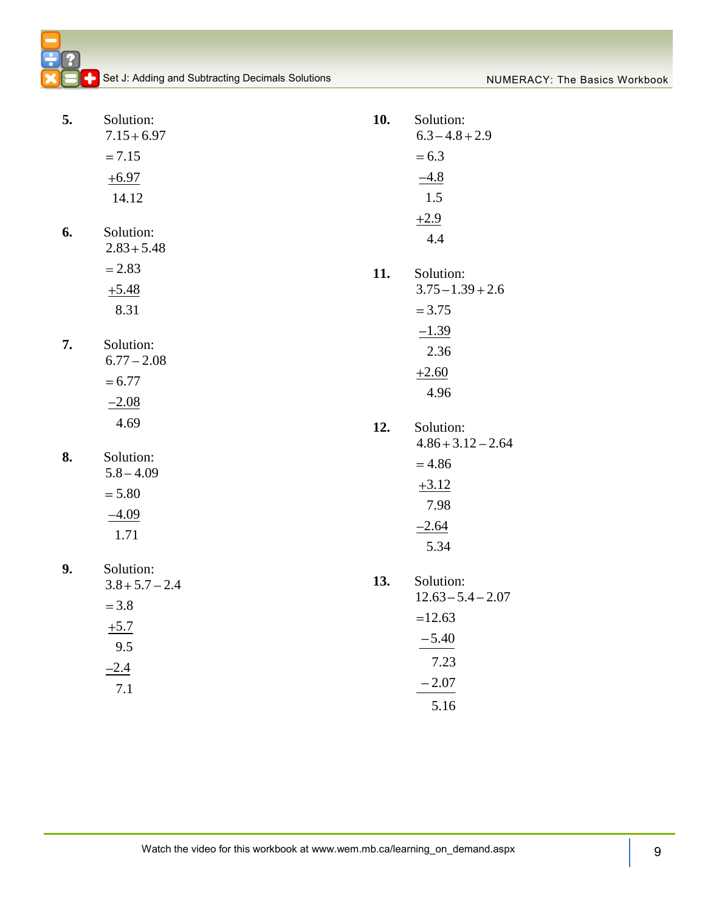**5.** Solution:

$7.15 + 6.97$

$= 7.15$

$\underline{+6.97}$

$14.12$

**6.** Solution:

$2.83 + 5.48$

$= 2.83$

$\underline{+5.48}$

$8.31$

**7.** Solution:

$6.77 - 2.08$

$= 6.77$

$\underline{-2.08}$

$4.69$

**8.** Solution:

$5.8 - 4.09$

$= 5.80$

$\underline{-4.09}$

$1.71$

**9.** Solution:

$3.8 + 5.7 - 2.4$

$= 3.8$

$\underline{+5.7}$

$9.5$

$\underline{-2.4}$

$7.1$

**10.** Solution:

$6.3 - 4.8 + 2.9$

$= 6.3$

$\underline{-4.8}$

$1.5$

$\underline{+2.9}$

$4.4$

**11.** Solution:

$3.75 - 1.39 + 2.6$

$= 3.75$

$\underline{-1.39}$

$2.36$

$\underline{+2.60}$

$4.96$

**12.** Solution:

$4.86 + 3.12 - 2.64$

$= 4.86$

$\underline{+3.12}$

$7.98$

$\underline{-2.64}$

$5.34$

**13.** Solution:

$12.63 - 5.4 - 2.07$

$= 12.63$

$\underline{-5.40}$

$7.23$

$\underline{-2.07}$

$5.16$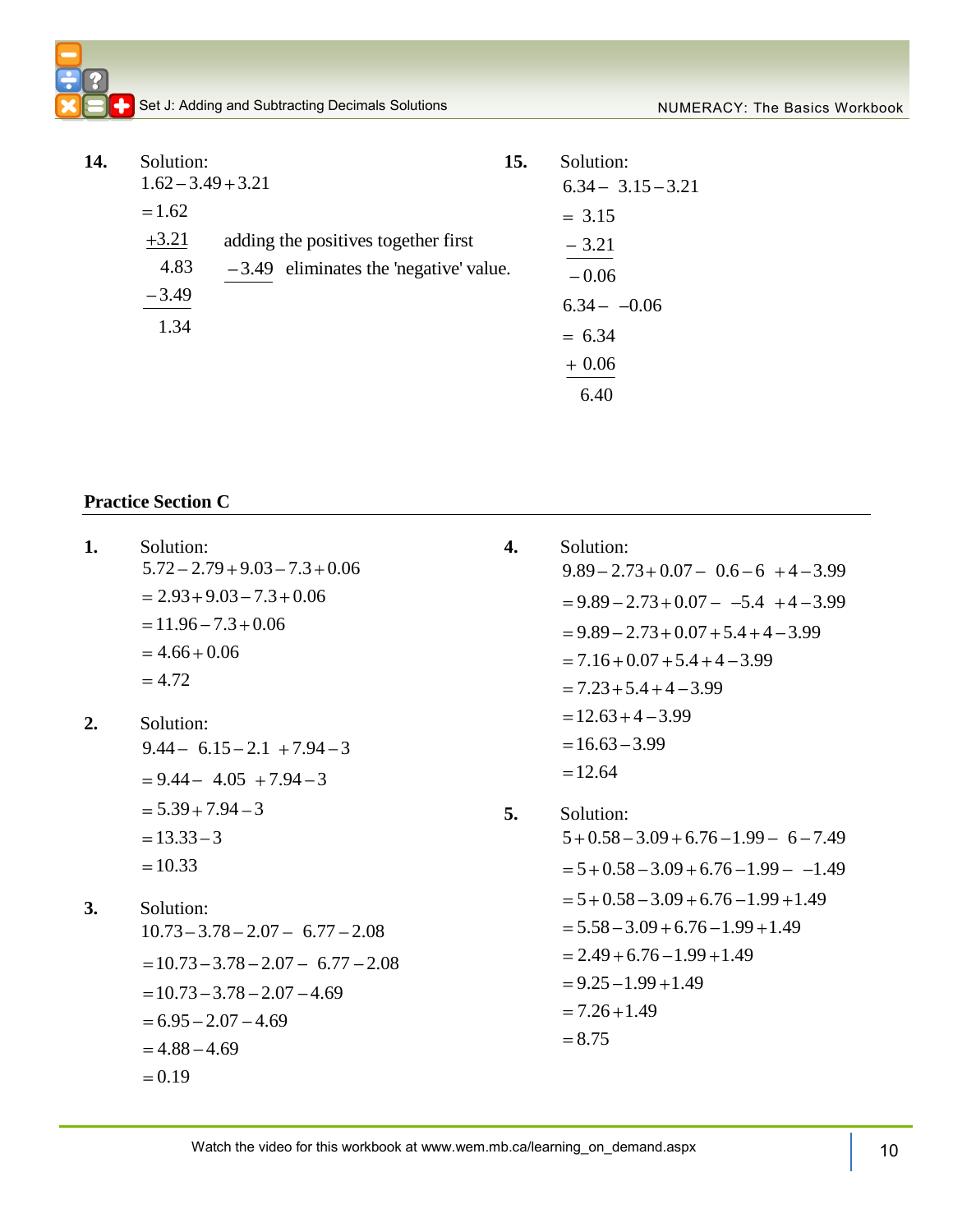**14.** Solution:

$1.62 - 3.49 + 3.21$

$= 1.62$

$\underline{+3.21}$ adding the positives together first

$4.83$ $\underline{-3.49}$ eliminates the 'negative' value.

$\underline{-3.49}$

$1.34$

**15.** Solution:

$6.34 - (3.15 - 3.21)$

$= 3.15$

$\underline{-3.21}$

$-0.06$

$6.34 - (-0.06)$

$= 6.34$

$\underline{+0.06}$

$6.40$

**Practice Section C**

**1.** Solution:

$5.72 - 2.79 + 9.03 - 7.3 + 0.06$

$= 2.93 + 9.03 - 7.3 + 0.06$

$= 11.96 - 7.3 + 0.06$

$= 4.66 + 0.06$

$= 4.72$

**2.** Solution:

$9.44 - (6.15 - 2.1) + 7.94 - 3$

$= 9.44 - (4.05) + 7.94 - 3$

$= 5.39 + 7.94 - 3$

$= 13.33 - 3$

$= 10.33$

**3.** Solution:

$10.73 - 3.78 - 2.07 - (6.77 - 2.08)$

$= 10.73 - 3.78 - 2.07 - (6.77 - 2.08)$

$= 10.73 - 3.78 - 2.07 - 4.69$

$= 6.95 - 2.07 - 4.69$

$= 4.88 - 4.69$

$= 0.19$

**4.** Solution:

$9.89 - 2.73 + 0.07 - (0.6 - 6) + 4 - 3.99$

$= 9.89 - 2.73 + 0.07 - (-5.4) + 4 - 3.99$

$= 9.89 - 2.73 + 0.07 + 5.4 + 4 - 3.99$

$= 7.16 + 0.07 + 5.4 + 4 - 3.99$

$= 7.23 + 5.4 + 4 - 3.99$

$= 12.63 + 4 - 3.99$

$= 16.63 - 3.99$

$= 12.64$

**5.** Solution:

$5 + 0.58 - 3.09 + 6.76 - 1.99 - (6 - 7.49)$

$= 5 + 0.58 - 3.09 + 6.76 - 1.99 - (-1.49)$

$= 5 + 0.58 - 3.09 + 6.76 - 1.99 + 1.49$

$= 5.58 - 3.09 + 6.76 - 1.99 + 1.49$

$= 2.49 + 6.76 - 1.99 + 1.49$

$= 9.25 - 1.99 + 1.49$

$= 7.26 + 1.49$

$= 8.75$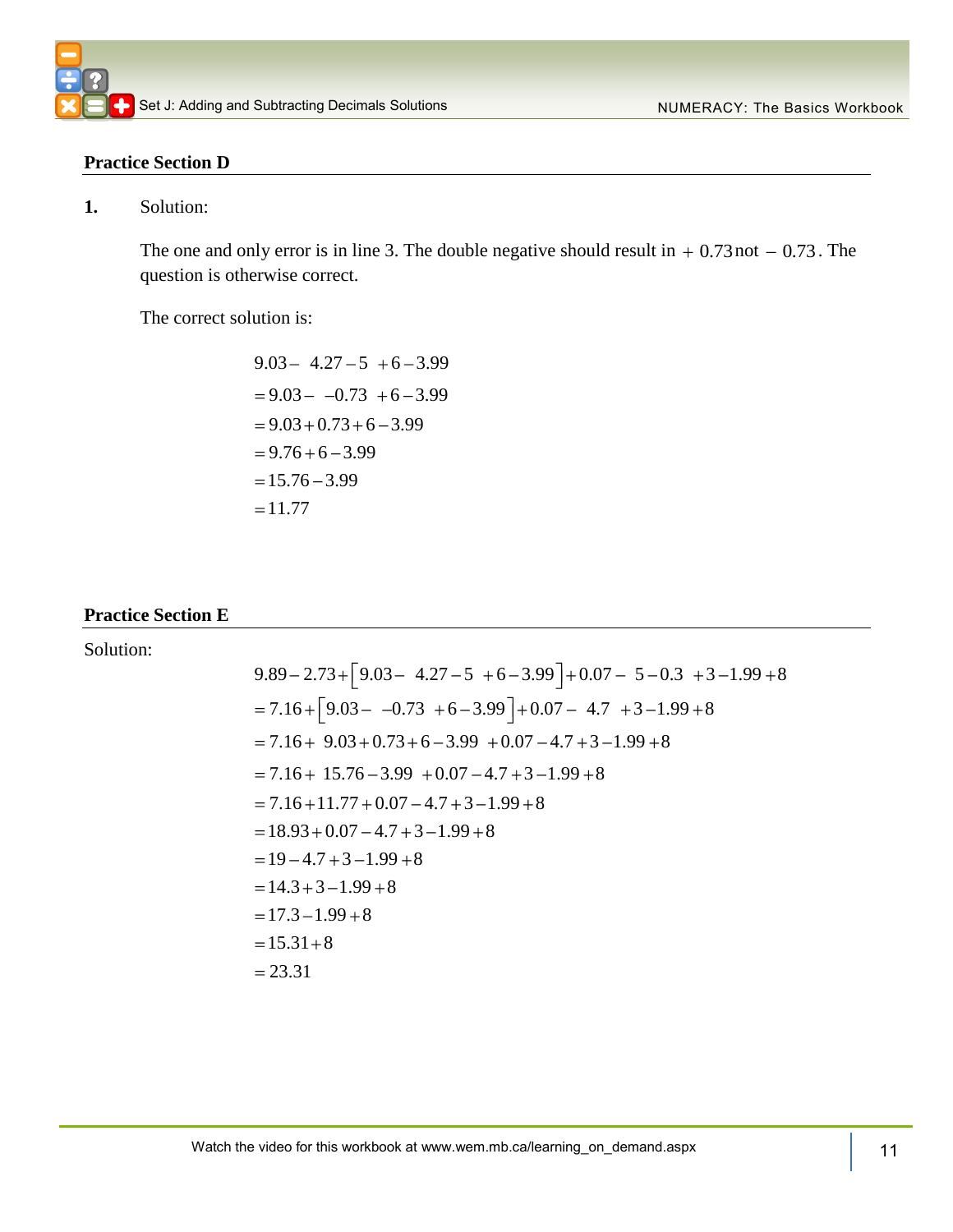## Practice Section D

**1.** Solution:

The one and only error is in line 3. The double negative should result in $+0.73$ not $-0.73$. The question is otherwise correct.

The correct solution is:

$$
\begin{aligned}
&9.03-(4.27-5)+6-3.99\\
&=9.03-(-0.73)+6-3.99\\
&=9.03+0.73+6-3.99\\
&=9.76+6-3.99\\
&=15.76-3.99\\
&=11.77
\end{aligned}
$$

## Practice Section E

Solution:

$$
\begin{aligned}
&9.89-2.73+\left[9.03-(4.27-5)+6-3.99\right]+0.07-(5-0.3)+3-1.99+8\\
&=7.16+\left[9.03-(-0.73)+6-3.99\right]+0.07-(4.7)+3-1.99+8\\
&=7.16+(9.03+0.73+6-3.99)+0.07-4.7+3-1.99+8\\
&=7.16+(15.76-3.99)+0.07-4.7+3-1.99+8\\
&=7.16+11.77+0.07-4.7+3-1.99+8\\
&=18.93+0.07-4.7+3-1.99+8\\
&=19-4.7+3-1.99+8\\
&=14.3+3-1.99+8\\
&=17.3-1.99+8\\
&=15.31+8\\
&=23.31
\end{aligned}
$$

Watch the video for this workbook at www.wem.mb.ca/learning_on_demand.aspx